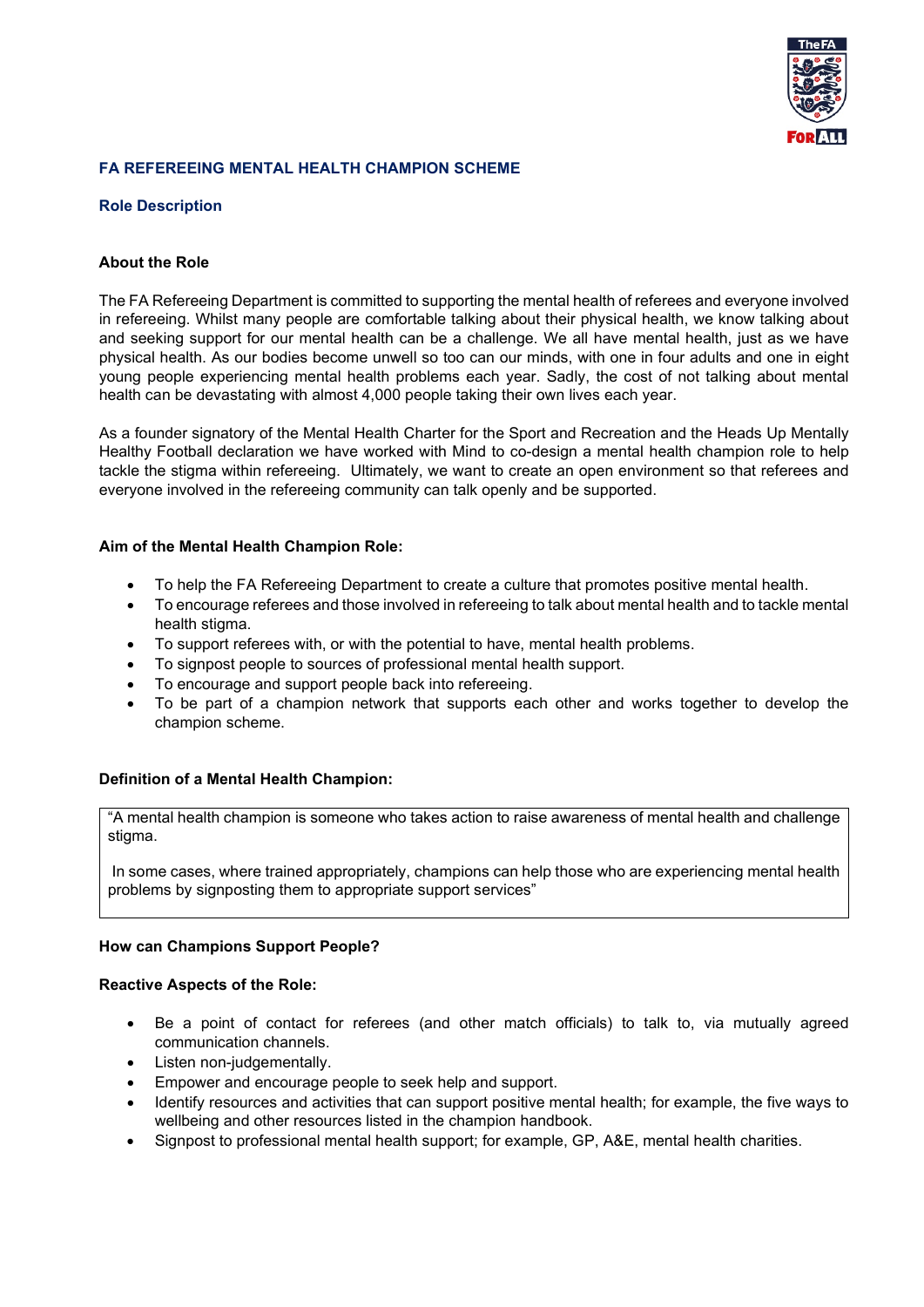## FA REFEREEING MENTAL HEALTH CHAMPION SCHEME

### Role Description

**About the Role**

The FA Refereeing Department is committed to supporting the mental health of referees and everyone involved in refereeing. Whilst many people are comfortable talking about their physical health, we know talking about and seeking support for our mental health can be a challenge. We all have mental health, just as we have physical health. As our bodies become unwell so too can our minds, with one in four adults and one in eight young people experiencing mental health problems each year. Sadly, the cost of not talking about mental health can be devastating with almost 4,000 people taking their own lives each year.

As a founder signatory of the Mental Health Charter for the Sport and Recreation and the Heads Up Mentally Healthy Football declaration we have worked with Mind to co-design a mental health champion role to help tackle the stigma within refereeing. Ultimately, we want to create an open environment so that referees and everyone involved in the refereeing community can talk openly and be supported.

**Aim of the Mental Health Champion Role:**

- To help the FA Refereeing Department to create a culture that promotes positive mental health.
- To encourage referees and those involved in refereeing to talk about mental health and to tackle mental health stigma.
- To support referees with, or with the potential to have, mental health problems.
- To signpost people to sources of professional mental health support.
- To encourage and support people back into refereeing.
- To be part of a champion network that supports each other and works together to develop the champion scheme.

**Definition of a Mental Health Champion:**

> "A mental health champion is someone who takes action to raise awareness of mental health and challenge stigma.
>
> In some cases, where trained appropriately, champions can help those who are experiencing mental health problems by signposting them to appropriate support services"

**How can Champions Support People?**

**Reactive Aspects of the Role:**

- Be a point of contact for referees (and other match officials) to talk to, via mutually agreed communication channels.
- Listen non-judgementally.
- Empower and encourage people to seek help and support.
- Identify resources and activities that can support positive mental health; for example, the five ways to wellbeing and other resources listed in the champion handbook.
- Signpost to professional mental health support; for example, GP, A&E, mental health charities.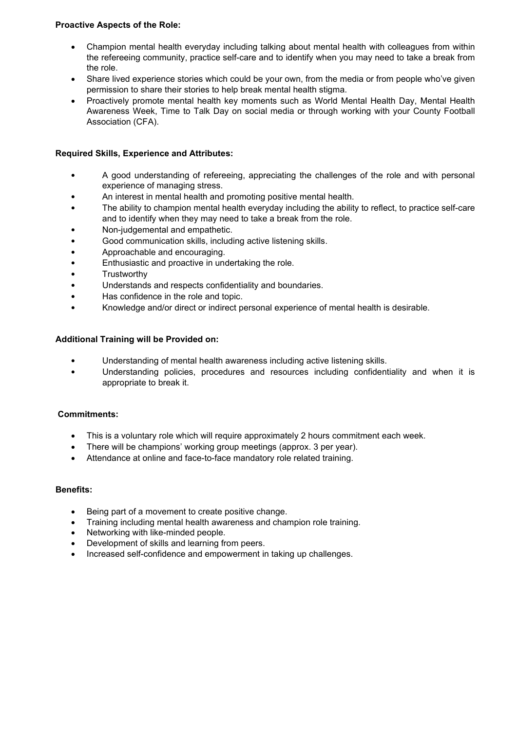**Proactive Aspects of the Role:**

- Champion mental health everyday including talking about mental health with colleagues from within the refereeing community, practice self-care and to identify when you may need to take a break from the role.
- Share lived experience stories which could be your own, from the media or from people who've given permission to share their stories to help break mental health stigma.
- Proactively promote mental health key moments such as World Mental Health Day, Mental Health Awareness Week, Time to Talk Day on social media or through working with your County Football Association (CFA).

**Required Skills, Experience and Attributes:**

- A good understanding of refereeing, appreciating the challenges of the role and with personal experience of managing stress.
- An interest in mental health and promoting positive mental health.
- The ability to champion mental health everyday including the ability to reflect, to practice self-care and to identify when they may need to take a break from the role.
- Non-judgemental and empathetic.
- Good communication skills, including active listening skills.
- Approachable and encouraging.
- Enthusiastic and proactive in undertaking the role.
- Trustworthy
- Understands and respects confidentiality and boundaries.
- Has confidence in the role and topic.
- Knowledge and/or direct or indirect personal experience of mental health is desirable.

**Additional Training will be Provided on:**

- Understanding of mental health awareness including active listening skills.
- Understanding policies, procedures and resources including confidentiality and when it is appropriate to break it.

**Commitments:**

- This is a voluntary role which will require approximately 2 hours commitment each week.
- There will be champions' working group meetings (approx. 3 per year).
- Attendance at online and face-to-face mandatory role related training.

**Benefits:**

- Being part of a movement to create positive change.
- Training including mental health awareness and champion role training.
- Networking with like-minded people.
- Development of skills and learning from peers.
- Increased self-confidence and empowerment in taking up challenges.